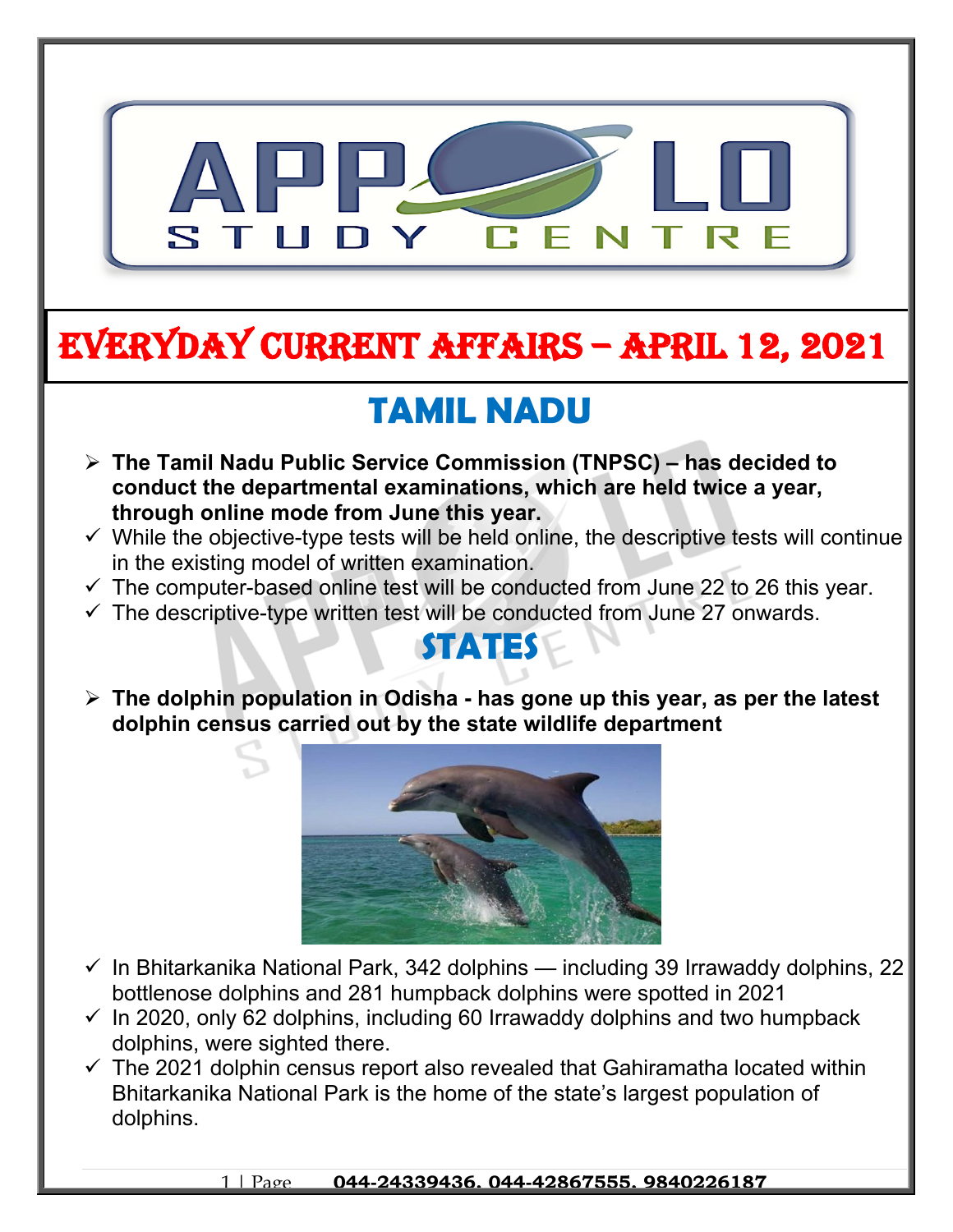# EVERYDAY CURRENT AFFAIRS – APRIL 12, 2021

## TAMIL NADU

- **The Tamil Nadu Public Service Commission (TNPSC) – has decided to conduct the departmental examinations, which are held twice a year, through online mode from June this year.**
  - ✓ While the objective-type tests will be held online, the descriptive tests will continue in the existing model of written examination.
  - ✓ The computer-based online test will be conducted from June 22 to 26 this year.
  - ✓ The descriptive-type written test will be conducted from June 27 onwards.

## STATES

- **The dolphin population in Odisha - has gone up this year, as per the latest dolphin census carried out by the state wildlife department**
  - ✓ In Bhitarkanika National Park, 342 dolphins — including 39 Irrawaddy dolphins, 22 bottlenose dolphins and 281 humpback dolphins were spotted in 2021
  - ✓ In 2020, only 62 dolphins, including 60 Irrawaddy dolphins and two humpback dolphins, were sighted there.
  - ✓ The 2021 dolphin census report also revealed that Gahiramatha located within Bhitarkanika National Park is the home of the state's largest population of dolphins.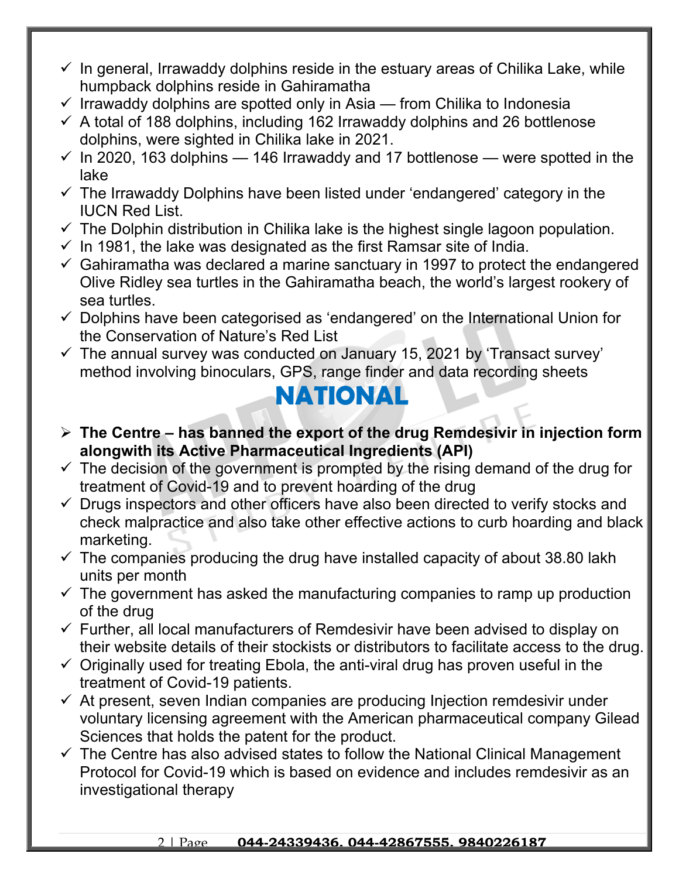- ✓ In general, Irrawaddy dolphins reside in the estuary areas of Chilika Lake, while humpback dolphins reside in Gahiramatha
- ✓ Irrawaddy dolphins are spotted only in Asia — from Chilika to Indonesia
- ✓ A total of 188 dolphins, including 162 Irrawaddy dolphins and 26 bottlenose dolphins, were sighted in Chilika lake in 2021.
- ✓ In 2020, 163 dolphins — 146 Irrawaddy and 17 bottlenose — were spotted in the lake
- ✓ The Irrawaddy Dolphins have been listed under 'endangered' category in the IUCN Red List.
- ✓ The Dolphin distribution in Chilika lake is the highest single lagoon population.
- ✓ In 1981, the lake was designated as the first Ramsar site of India.
- ✓ Gahiramatha was declared a marine sanctuary in 1997 to protect the endangered Olive Ridley sea turtles in the Gahiramatha beach, the world's largest rookery of sea turtles.
- ✓ Dolphins have been categorised as 'endangered' on the International Union for the Conservation of Nature's Red List
- ✓ The annual survey was conducted on January 15, 2021 by 'Transact survey' method involving binoculars, GPS, range finder and data recording sheets

# NATIONAL

- **The Centre – has banned the export of the drug Remdesivir in injection form alongwith its Active Pharmaceutical Ingredients (API)**
- ✓ The decision of the government is prompted by the rising demand of the drug for treatment of Covid-19 and to prevent hoarding of the drug
- ✓ Drugs inspectors and other officers have also been directed to verify stocks and check malpractice and also take other effective actions to curb hoarding and black marketing.
- ✓ The companies producing the drug have installed capacity of about 38.80 lakh units per month
- ✓ The government has asked the manufacturing companies to ramp up production of the drug
- ✓ Further, all local manufacturers of Remdesivir have been advised to display on their website details of their stockists or distributors to facilitate access to the drug.
- ✓ Originally used for treating Ebola, the anti-viral drug has proven useful in the treatment of Covid-19 patients.
- ✓ At present, seven Indian companies are producing Injection remdesivir under voluntary licensing agreement with the American pharmaceutical company Gilead Sciences that holds the patent for the product.
- ✓ The Centre has also advised states to follow the National Clinical Management Protocol for Covid-19 which is based on evidence and includes remdesivir as an investigational therapy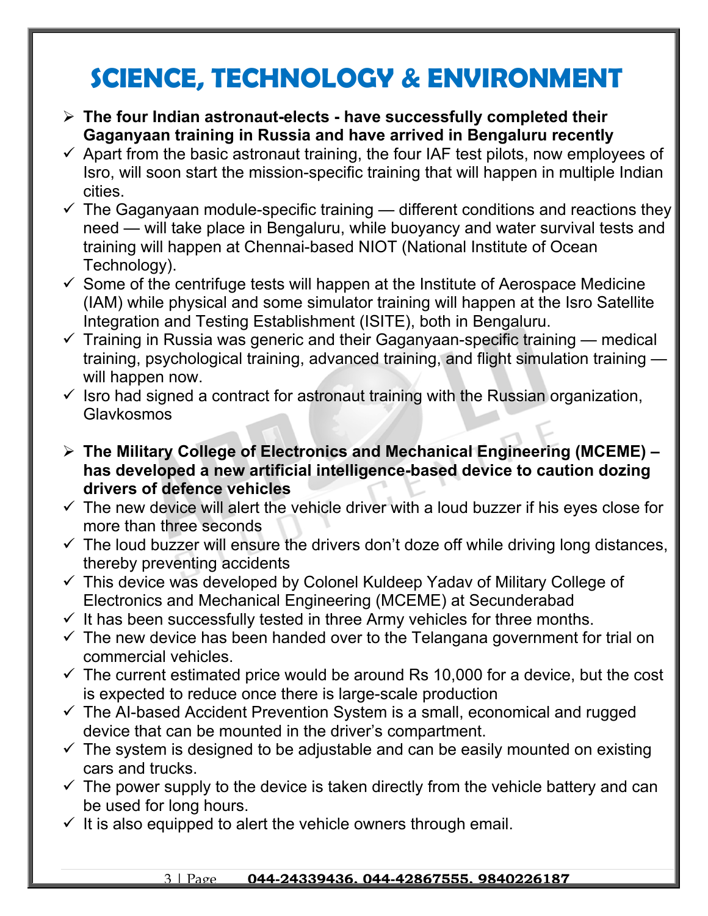# SCIENCE, TECHNOLOGY & ENVIRONMENT

- **The four Indian astronaut-elects - have successfully completed their Gaganyaan training in Russia and have arrived in Bengaluru recently**
  - ✓ Apart from the basic astronaut training, the four IAF test pilots, now employees of Isro, will soon start the mission-specific training that will happen in multiple Indian cities.
  - ✓ The Gaganyaan module-specific training — different conditions and reactions they need — will take place in Bengaluru, while buoyancy and water survival tests and training will happen at Chennai-based NIOT (National Institute of Ocean Technology).
  - ✓ Some of the centrifuge tests will happen at the Institute of Aerospace Medicine (IAM) while physical and some simulator training will happen at the Isro Satellite Integration and Testing Establishment (ISITE), both in Bengaluru.
  - ✓ Training in Russia was generic and their Gaganyaan-specific training — medical training, psychological training, advanced training, and flight simulation training — will happen now.
  - ✓ Isro had signed a contract for astronaut training with the Russian organization, Glavkosmos

- **The Military College of Electronics and Mechanical Engineering (MCEME) – has developed a new artificial intelligence-based device to caution dozing drivers of defence vehicles**
  - ✓ The new device will alert the vehicle driver with a loud buzzer if his eyes close for more than three seconds
  - ✓ The loud buzzer will ensure the drivers don't doze off while driving long distances, thereby preventing accidents
  - ✓ This device was developed by Colonel Kuldeep Yadav of Military College of Electronics and Mechanical Engineering (MCEME) at Secunderabad
  - ✓ It has been successfully tested in three Army vehicles for three months.
  - ✓ The new device has been handed over to the Telangana government for trial on commercial vehicles.
  - ✓ The current estimated price would be around Rs 10,000 for a device, but the cost is expected to reduce once there is large-scale production
  - ✓ The AI-based Accident Prevention System is a small, economical and rugged device that can be mounted in the driver's compartment.
  - ✓ The system is designed to be adjustable and can be easily mounted on existing cars and trucks.
  - ✓ The power supply to the device is taken directly from the vehicle battery and can be used for long hours.
  - ✓ It is also equipped to alert the vehicle owners through email.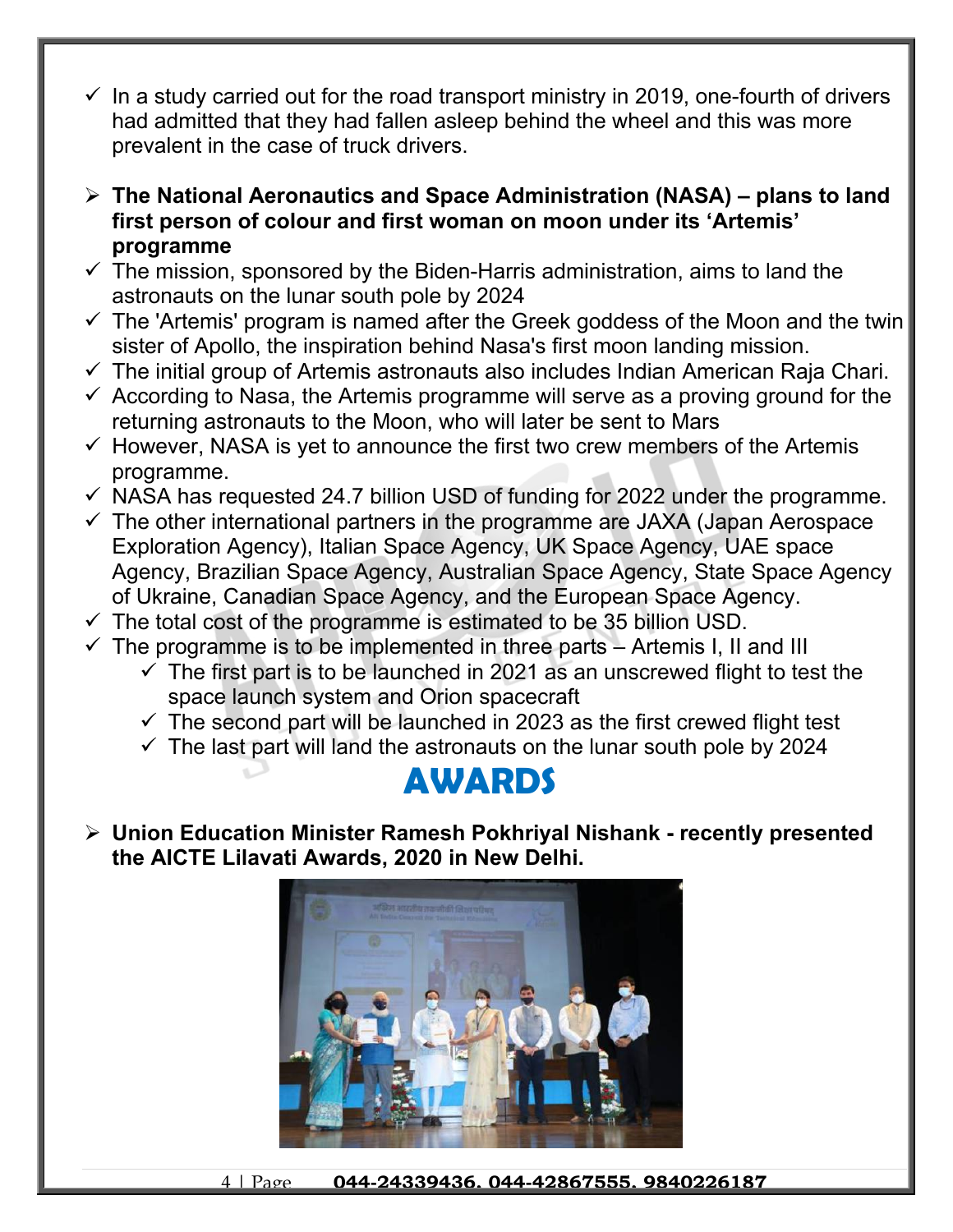- ✓ In a study carried out for the road transport ministry in 2019, one-fourth of drivers had admitted that they had fallen asleep behind the wheel and this was more prevalent in the case of truck drivers.

- **The National Aeronautics and Space Administration (NASA) – plans to land first person of colour and first woman on moon under its 'Artemis' programme**
- ✓ The mission, sponsored by the Biden-Harris administration, aims to land the astronauts on the lunar south pole by 2024
- ✓ The 'Artemis' program is named after the Greek goddess of the Moon and the twin sister of Apollo, the inspiration behind Nasa's first moon landing mission.
- ✓ The initial group of Artemis astronauts also includes Indian American Raja Chari.
- ✓ According to Nasa, the Artemis programme will serve as a proving ground for the returning astronauts to the Moon, who will later be sent to Mars
- ✓ However, NASA is yet to announce the first two crew members of the Artemis programme.
- ✓ NASA has requested 24.7 billion USD of funding for 2022 under the programme.
- ✓ The other international partners in the programme are JAXA (Japan Aerospace Exploration Agency), Italian Space Agency, UK Space Agency, UAE space Agency, Brazilian Space Agency, Australian Space Agency, State Space Agency of Ukraine, Canadian Space Agency, and the European Space Agency.
- ✓ The total cost of the programme is estimated to be 35 billion USD.
- ✓ The programme is to be implemented in three parts – Artemis I, II and III
  - ✓ The first part is to be launched in 2021 as an unscrewed flight to test the space launch system and Orion spacecraft
  - ✓ The second part will be launched in 2023 as the first crewed flight test
  - ✓ The last part will land the astronauts on the lunar south pole by 2024

# AWARDS

- **Union Education Minister Ramesh Pokhriyal Nishank - recently presented the AICTE Lilavati Awards, 2020 in New Delhi.**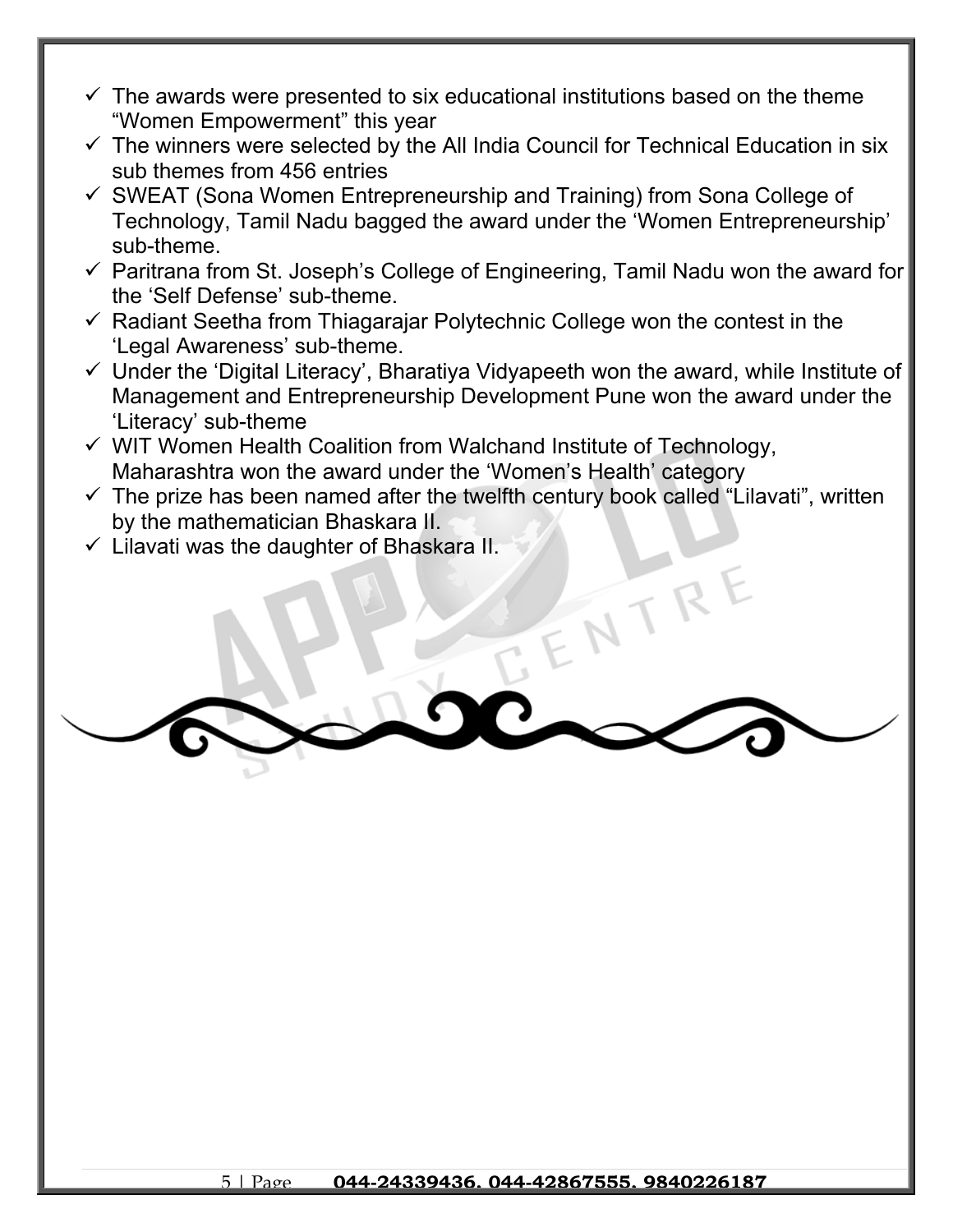- ✓ The awards were presented to six educational institutions based on the theme "Women Empowerment" this year
- ✓ The winners were selected by the All India Council for Technical Education in six sub themes from 456 entries
- ✓ SWEAT (Sona Women Entrepreneurship and Training) from Sona College of Technology, Tamil Nadu bagged the award under the 'Women Entrepreneurship' sub-theme.
- ✓ Paritrana from St. Joseph's College of Engineering, Tamil Nadu won the award for the 'Self Defense' sub-theme.
- ✓ Radiant Seetha from Thiagarajar Polytechnic College won the contest in the 'Legal Awareness' sub-theme.
- ✓ Under the 'Digital Literacy', Bharatiya Vidyapeeth won the award, while Institute of Management and Entrepreneurship Development Pune won the award under the 'Literacy' sub-theme
- ✓ WIT Women Health Coalition from Walchand Institute of Technology, Maharashtra won the award under the 'Women's Health' category
- ✓ The prize has been named after the twelfth century book called "Lilavati", written by the mathematician Bhaskara II.
- ✓ Lilavati was the daughter of Bhaskara II.